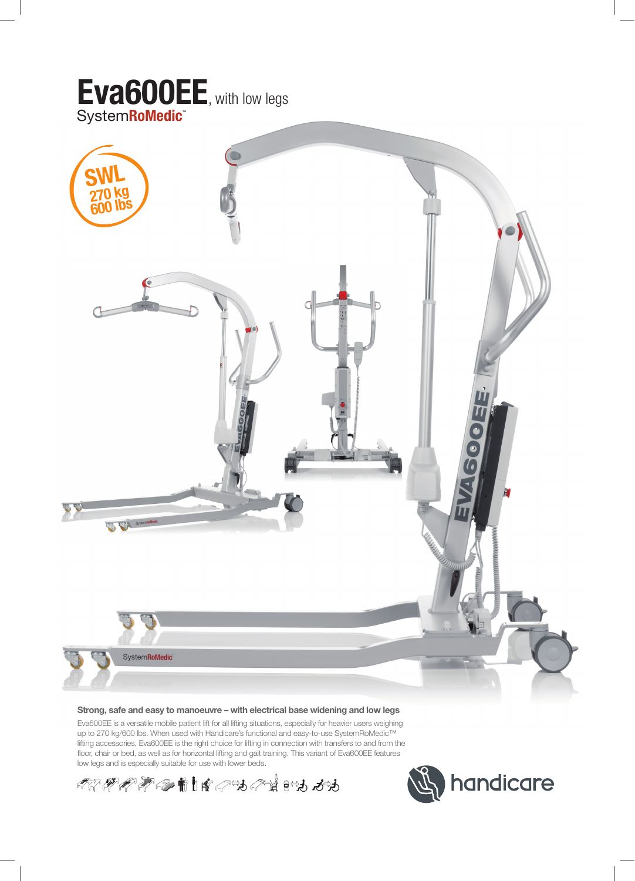# Eva600EE, with low legs

SystemRoMedic™

SWL
270 kg
600 lbs

**Strong, safe and easy to manoeuvre – with electrical base widening and low legs**

Eva600EE is a versatile mobile patient lift for all lifting situations, especially for heavier users weighing up to 270 kg/600 lbs. When used with Handicare's functional and easy-to-use SystemRoMedic™ lifting accessories, Eva600EE is the right choice for lifting in connection with transfers to and from the floor, chair or bed, as well as for horizontal lifting and gait training. This variant of Eva600EE features low legs and is especially suitable for use with lower beds.

handicare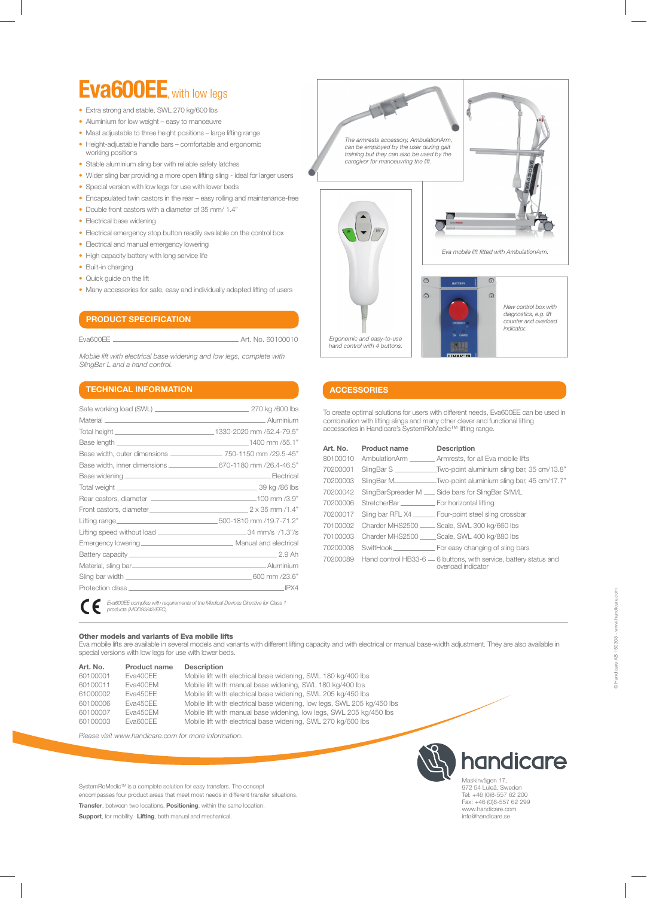# Eva600EE, with low legs

- Extra strong and stable, SWL 270 kg/600 lbs
- Aluminium for low weight – easy to manoeuvre
- Mast adjustable to three height positions – large lifting range
- Height-adjustable handle bars – comfortable and ergonomic working positions
- Stable aluminium sling bar with reliable safety latches
- Wider sling bar providing a more open lifting sling - ideal for larger users
- Special version with low legs for use with lower beds
- Encapsulated twin castors in the rear – easy rolling and maintenance-free
- Double front castors with a diameter of 35 mm/ 1.4"
- Electrical base widening
- Electrical emergency stop button readily available on the control box
- Electrical and manual emergency lowering
- High capacity battery with long service life
- Built-in charging
- Quick guide on the lift
- Many accessories for safe, easy and individually adapted lifting of users

*The armrests accessory, AmbulationArm, can be employed by the user during gait training but they can also be used by the caregiver for manoeuvring the lift.*

*Eva mobile lift fitted with AmbulationArm.*

*Ergonomic and easy-to-use hand control with 4 buttons.*

*New control box with diagnostics, e.g. lift counter and overload indicator.*

## PRODUCT SPECIFICATION

Eva600EE ______ Art. No. 60100010

*Mobile lift with electrical base widening and low legs, complete with SlingBar L and a hand control.*

## TECHNICAL INFORMATION

| | |
|---|---|
| Safe working load (SWL) | 270 kg /600 lbs |
| Material | Aluminium |
| Total height | 1330-2020 mm /52.4-79.5" |
| Base length | 1400 mm /55.1" |
| Base width, outer dimensions | 750-1150 mm /29.5-45" |
| Base width, inner dimensions | 670-1180 mm /26.4-46.5" |
| Base widening | Electrical |
| Total weight | 39 kg /86 lbs |
| Rear castors, diameter | 100 mm /3.9" |
| Front castors, diameter | 2 x 35 mm /1.4" |
| Lifting range | 500-1810 mm /19.7-71.2" |
| Lifting speed without load | 34 mm/s /1.3"/s |
| Emergency lowering | Manual and electrical |
| Battery capacity | 2.9 Ah |
| Material, sling bar | Aluminium |
| Sling bar width | 600 mm /23.6" |
| Protection class | IPX4 |

*Eva600EE complies with requirements of the Medical Devices Directive for Class 1 products (MDD93/42/EEC).*

## ACCESSORIES

To create optimal solutions for users with different needs, Eva600EE can be used in combination with lifting slings and many other clever and functional lifting accessories in Handicare's SystemRoMedic™ lifting range.

| Art. No. | Product name | Description |
|---|---|---|
| 80100010 | AmbulationArm | Armrests, for all Eva mobile lifts |
| 70200001 | SlingBar S | Two-point aluminium sling bar, 35 cm/13.8" |
| 70200003 | SlingBar M | Two-point aluminium sling bar, 45 cm/17.7" |
| 70200042 | SlingBarSpreader M | Side bars for SlingBar S/M/L |
| 70200006 | StretcherBar | For horizontal lifting |
| 70200017 | Sling bar RFL X4 | Four-point steel sling crossbar |
| 70100002 | Charder MHS2500 | Scale, SWL 300 kg/660 lbs |
| 70100003 | Charder MHS2500 | Scale, SWL 400 kg/880 lbs |
| 70200008 | SwiftHook | For easy changing of sling bars |
| 70200089 | Hand control HB33-6 | 6 buttons, with service, battery status and overload indicator |

### Other models and variants of Eva mobile lifts

Eva mobile lifts are available in several models and variants with different lifting capacity and with electrical or manual base-width adjustment. They are also available in special versions with low legs for use with lower beds.

| Art. No. | Product name | Description |
|---|---|---|
| 60100001 | Eva400EE | Mobile lift with electrical base widening, SWL 180 kg/400 lbs |
| 60100011 | Eva400EM | Mobile lift with manual base widening, SWL 180 kg/400 lbs |
| 61000002 | Eva450EE | Mobile lift with electrical base widening, SWL 205 kg/450 lbs |
| 60100006 | Eva450EE | Mobile lift with electrical base widening, low legs, SWL 205 kg/450 lbs |
| 60100007 | Eva450EM | Mobile lift with manual base widening, low legs, SWL 205 kg/450 lbs |
| 60100003 | Eva600EE | Mobile lift with electrical base widening, SWL 270 kg/600 lbs |

*Please visit www.handicare.com for more information.*

SystemRoMedic™ is a complete solution for easy transfers. The concept encompasses four product areas that meet most needs in different transfer situations.

**Transfer**, between two locations. **Positioning**, within the same location.

**Support**, for mobility. **Lifting**, both manual and mechanical.

handicare

Maskinvägen 17,
972 54 Luleå, Sweden
Tel: +46 (0)8-557 62 200
Fax: +46 (0)8-557 62 299
www.handicare.com
info@handicare.se

© Handicare AB 150303 - www.handicare.com